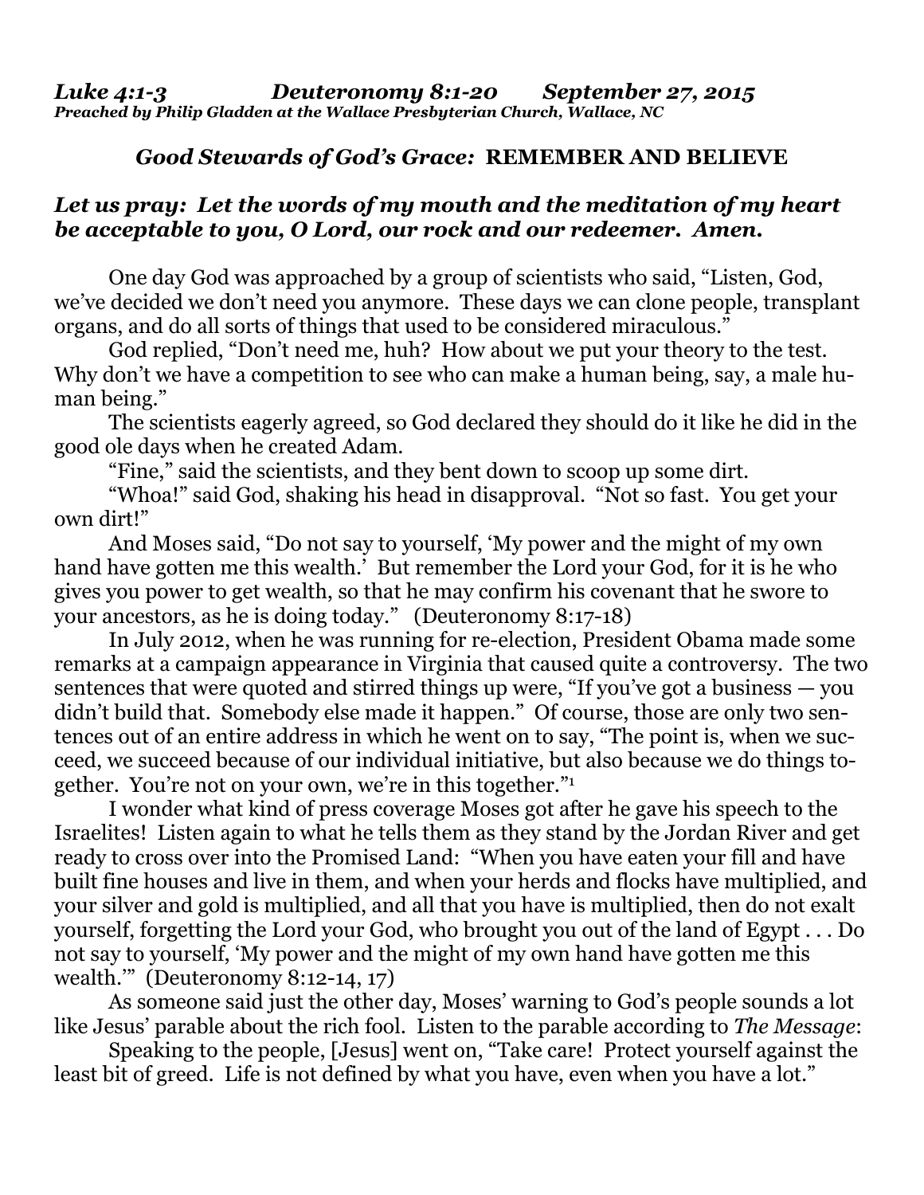*Luke 4:1-3 Deuteronomy 8:1-20 September 27, 2015*
***Preached by Philip Gladden at the Wallace Presbyterian Church, Wallace, NC***

### *Good Stewards of God's Grace:* **REMEMBER AND BELIEVE**

***Let us pray: Let the words of my mouth and the meditation of my heart be acceptable to you, O Lord, our rock and our redeemer. Amen.***

One day God was approached by a group of scientists who said, "Listen, God, we've decided we don't need you anymore. These days we can clone people, transplant organs, and do all sorts of things that used to be considered miraculous."

God replied, "Don't need me, huh? How about we put your theory to the test. Why don't we have a competition to see who can make a human being, say, a male human being."

The scientists eagerly agreed, so God declared they should do it like he did in the good ole days when he created Adam.

"Fine," said the scientists, and they bent down to scoop up some dirt.

"Whoa!" said God, shaking his head in disapproval. "Not so fast. You get your own dirt!"

And Moses said, "Do not say to yourself, 'My power and the might of my own hand have gotten me this wealth.' But remember the Lord your God, for it is he who gives you power to get wealth, so that he may confirm his covenant that he swore to your ancestors, as he is doing today." (Deuteronomy 8:17-18)

In July 2012, when he was running for re-election, President Obama made some remarks at a campaign appearance in Virginia that caused quite a controversy. The two sentences that were quoted and stirred things up were, "If you've got a business — you didn't build that. Somebody else made it happen." Of course, those are only two sentences out of an entire address in which he went on to say, "The point is, when we succeed, we succeed because of our individual initiative, but also because we do things together. You're not on your own, we're in this together."[1]

I wonder what kind of press coverage Moses got after he gave his speech to the Israelites! Listen again to what he tells them as they stand by the Jordan River and get ready to cross over into the Promised Land: "When you have eaten your fill and have built fine houses and live in them, and when your herds and flocks have multiplied, and your silver and gold is multiplied, and all that you have is multiplied, then do not exalt yourself, forgetting the Lord your God, who brought you out of the land of Egypt . . . Do not say to yourself, 'My power and the might of my own hand have gotten me this wealth.'" (Deuteronomy 8:12-14, 17)

As someone said just the other day, Moses' warning to God's people sounds a lot like Jesus' parable about the rich fool. Listen to the parable according to *The Message*:

Speaking to the people, [Jesus] went on, "Take care! Protect yourself against the least bit of greed. Life is not defined by what you have, even when you have a lot."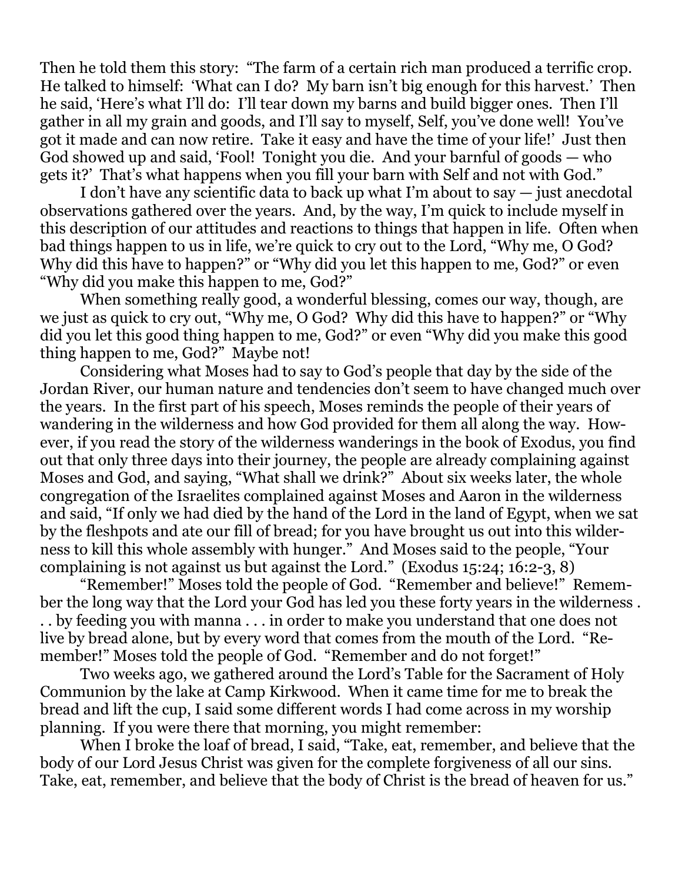Then he told them this story: "The farm of a certain rich man produced a terrific crop. He talked to himself: 'What can I do? My barn isn't big enough for this harvest.' Then he said, 'Here's what I'll do: I'll tear down my barns and build bigger ones. Then I'll gather in all my grain and goods, and I'll say to myself, Self, you've done well! You've got it made and can now retire. Take it easy and have the time of your life!' Just then God showed up and said, 'Fool! Tonight you die. And your barnful of goods — who gets it?' That's what happens when you fill your barn with Self and not with God."

I don't have any scientific data to back up what I'm about to say — just anecdotal observations gathered over the years. And, by the way, I'm quick to include myself in this description of our attitudes and reactions to things that happen in life. Often when bad things happen to us in life, we're quick to cry out to the Lord, "Why me, O God? Why did this have to happen?" or "Why did you let this happen to me, God?" or even "Why did you make this happen to me, God?"

When something really good, a wonderful blessing, comes our way, though, are we just as quick to cry out, "Why me, O God? Why did this have to happen?" or "Why did you let this good thing happen to me, God?" or even "Why did you make this good thing happen to me, God?" Maybe not!

Considering what Moses had to say to God's people that day by the side of the Jordan River, our human nature and tendencies don't seem to have changed much over the years. In the first part of his speech, Moses reminds the people of their years of wandering in the wilderness and how God provided for them all along the way. However, if you read the story of the wilderness wanderings in the book of Exodus, you find out that only three days into their journey, the people are already complaining against Moses and God, and saying, "What shall we drink?" About six weeks later, the whole congregation of the Israelites complained against Moses and Aaron in the wilderness and said, "If only we had died by the hand of the Lord in the land of Egypt, when we sat by the fleshpots and ate our fill of bread; for you have brought us out into this wilderness to kill this whole assembly with hunger." And Moses said to the people, "Your complaining is not against us but against the Lord." (Exodus 15:24; 16:2-3, 8)

"Remember!" Moses told the people of God. "Remember and believe!" Remember the long way that the Lord your God has led you these forty years in the wilderness . . . by feeding you with manna . . . in order to make you understand that one does not live by bread alone, but by every word that comes from the mouth of the Lord. "Remember!" Moses told the people of God. "Remember and do not forget!"

Two weeks ago, we gathered around the Lord's Table for the Sacrament of Holy Communion by the lake at Camp Kirkwood. When it came time for me to break the bread and lift the cup, I said some different words I had come across in my worship planning. If you were there that morning, you might remember:

When I broke the loaf of bread, I said, "Take, eat, remember, and believe that the body of our Lord Jesus Christ was given for the complete forgiveness of all our sins. Take, eat, remember, and believe that the body of Christ is the bread of heaven for us."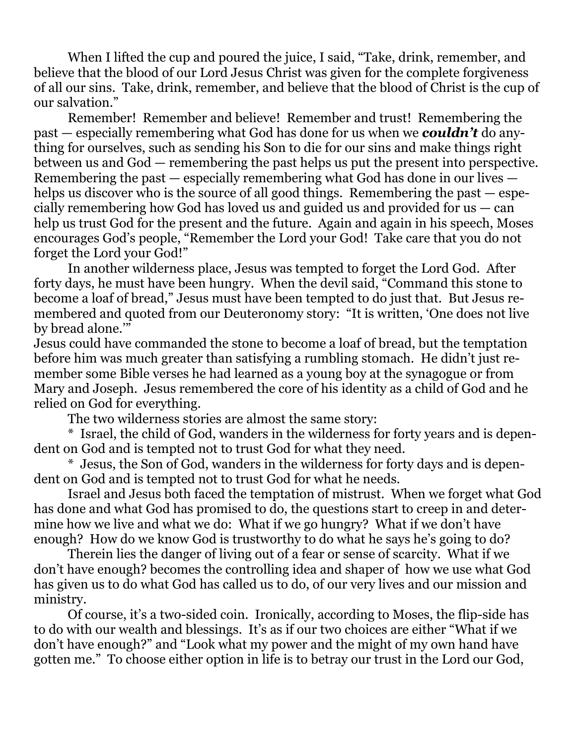When I lifted the cup and poured the juice, I said, "Take, drink, remember, and believe that the blood of our Lord Jesus Christ was given for the complete forgiveness of all our sins. Take, drink, remember, and believe that the blood of Christ is the cup of our salvation."

Remember! Remember and believe! Remember and trust! Remembering the past — especially remembering what God has done for us when we ***couldn't*** do anything for ourselves, such as sending his Son to die for our sins and make things right between us and God — remembering the past helps us put the present into perspective. Remembering the past — especially remembering what God has done in our lives — helps us discover who is the source of all good things. Remembering the past — especially remembering how God has loved us and guided us and provided for us — can help us trust God for the present and the future. Again and again in his speech, Moses encourages God's people, "Remember the Lord your God! Take care that you do not forget the Lord your God!"

In another wilderness place, Jesus was tempted to forget the Lord God. After forty days, he must have been hungry. When the devil said, "Command this stone to become a loaf of bread," Jesus must have been tempted to do just that. But Jesus remembered and quoted from our Deuteronomy story: "It is written, 'One does not live by bread alone.'"

Jesus could have commanded the stone to become a loaf of bread, but the temptation before him was much greater than satisfying a rumbling stomach. He didn't just remember some Bible verses he had learned as a young boy at the synagogue or from Mary and Joseph. Jesus remembered the core of his identity as a child of God and he relied on God for everything.

The two wilderness stories are almost the same story:

\* Israel, the child of God, wanders in the wilderness for forty years and is dependent on God and is tempted not to trust God for what they need.

\* Jesus, the Son of God, wanders in the wilderness for forty days and is dependent on God and is tempted not to trust God for what he needs.

Israel and Jesus both faced the temptation of mistrust. When we forget what God has done and what God has promised to do, the questions start to creep in and determine how we live and what we do: What if we go hungry? What if we don't have enough? How do we know God is trustworthy to do what he says he's going to do?

Therein lies the danger of living out of a fear or sense of scarcity. What if we don't have enough? becomes the controlling idea and shaper of how we use what God has given us to do what God has called us to do, of our very lives and our mission and ministry.

Of course, it's a two-sided coin. Ironically, according to Moses, the flip-side has to do with our wealth and blessings. It's as if our two choices are either "What if we don't have enough?" and "Look what my power and the might of my own hand have gotten me." To choose either option in life is to betray our trust in the Lord our God,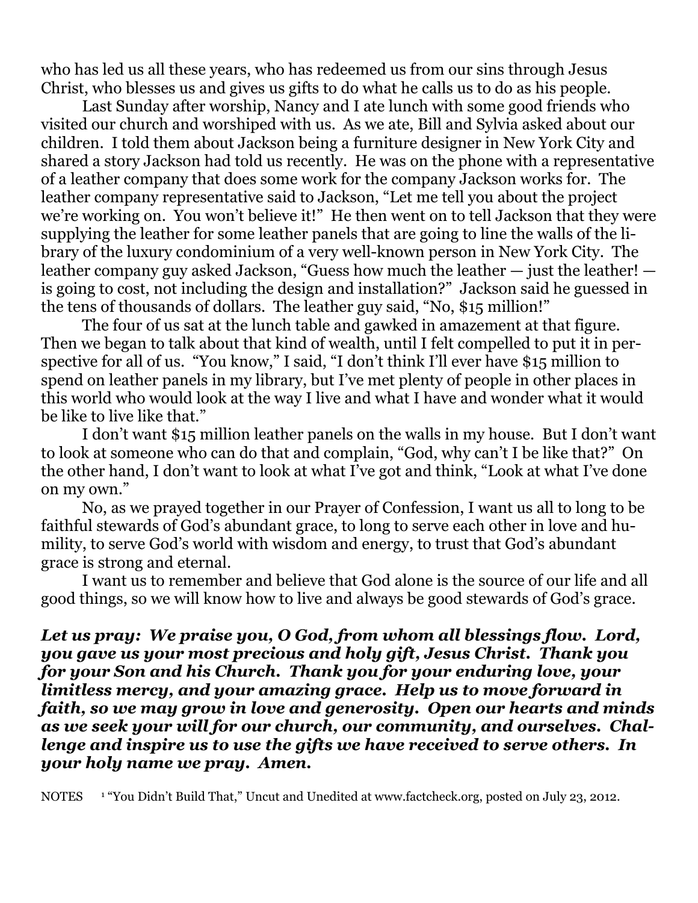who has led us all these years, who has redeemed us from our sins through Jesus Christ, who blesses us and gives us gifts to do what he calls us to do as his people.

Last Sunday after worship, Nancy and I ate lunch with some good friends who visited our church and worshiped with us. As we ate, Bill and Sylvia asked about our children. I told them about Jackson being a furniture designer in New York City and shared a story Jackson had told us recently. He was on the phone with a representative of a leather company that does some work for the company Jackson works for. The leather company representative said to Jackson, "Let me tell you about the project we're working on. You won't believe it!" He then went on to tell Jackson that they were supplying the leather for some leather panels that are going to line the walls of the library of the luxury condominium of a very well-known person in New York City. The leather company guy asked Jackson, "Guess how much the leather — just the leather! — is going to cost, not including the design and installation?" Jackson said he guessed in the tens of thousands of dollars. The leather guy said, "No, $15 million!"

The four of us sat at the lunch table and gawked in amazement at that figure. Then we began to talk about that kind of wealth, until I felt compelled to put it in perspective for all of us. "You know," I said, "I don't think I'll ever have $15 million to spend on leather panels in my library, but I've met plenty of people in other places in this world who would look at the way I live and what I have and wonder what it would be like to live like that."

I don't want $15 million leather panels on the walls in my house. But I don't want to look at someone who can do that and complain, "God, why can't I be like that?" On the other hand, I don't want to look at what I've got and think, "Look at what I've done on my own."

No, as we prayed together in our Prayer of Confession, I want us all to long to be faithful stewards of God's abundant grace, to long to serve each other in love and humility, to serve God's world with wisdom and energy, to trust that God's abundant grace is strong and eternal.

I want us to remember and believe that God alone is the source of our life and all good things, so we will know how to live and always be good stewards of God's grace.

***Let us pray: We praise you, O God, from whom all blessings flow. Lord, you gave us your most precious and holy gift, Jesus Christ. Thank you for your Son and his Church. Thank you for your enduring love, your limitless mercy, and your amazing grace. Help us to move forward in faith, so we may grow in love and generosity. Open our hearts and minds as we seek your will for our church, our community, and ourselves. Challenge and inspire us to use the gifts we have received to serve others. In your holy name we pray. Amen.***

NOTES [1] "You Didn't Build That," Uncut and Unedited at www.factcheck.org, posted on July 23, 2012.